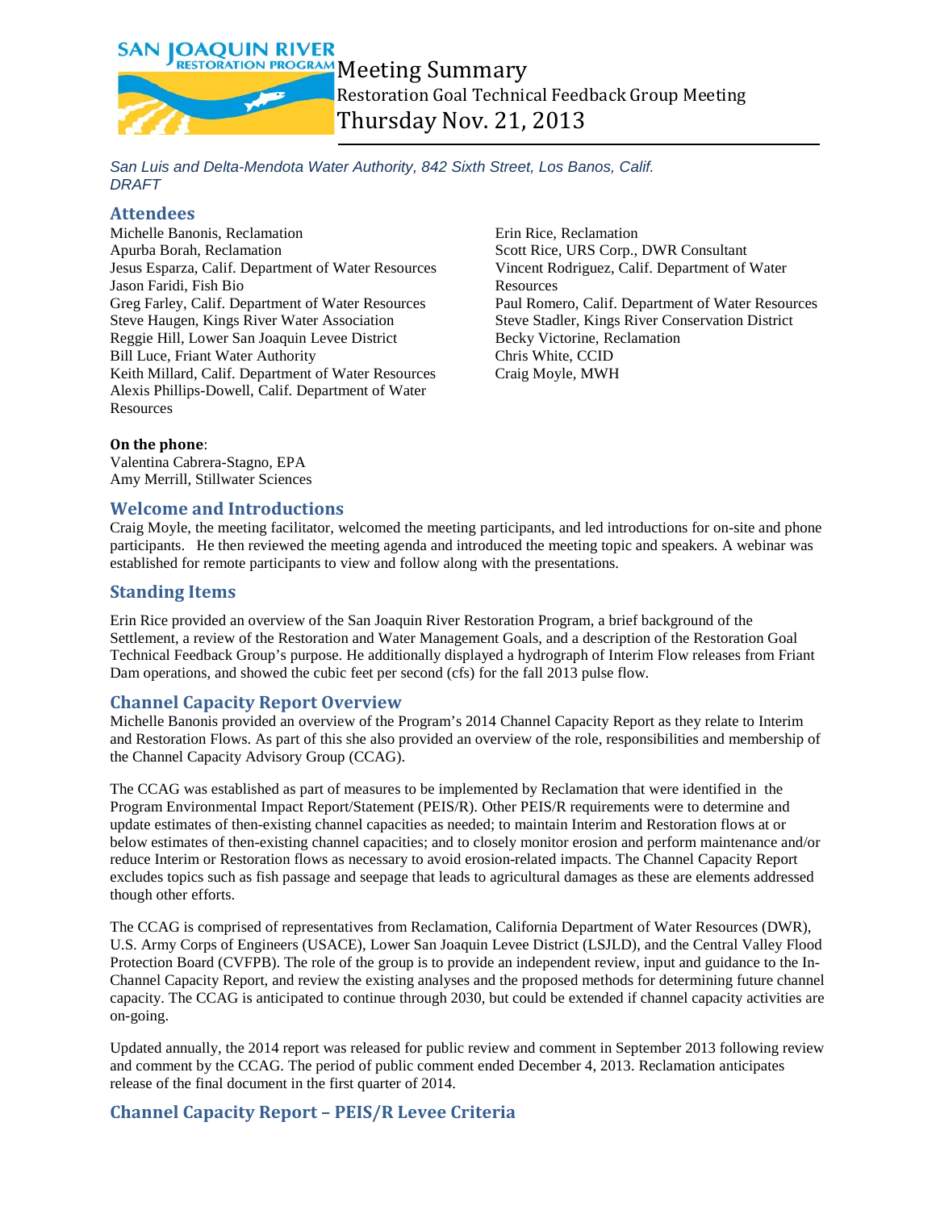# Meeting Summary

## Restoration Goal Technical Feedback Group Meeting

## Thursday Nov. 21, 2013

*San Luis and Delta-Mendota Water Authority, 842 Sixth Street, Los Banos, Calif.*
*DRAFT*

## Attendees

Michelle Banonis, Reclamation
Apurba Borah, Reclamation
Jesus Esparza, Calif. Department of Water Resources
Jason Faridi, Fish Bio
Greg Farley, Calif. Department of Water Resources
Steve Haugen, Kings River Water Association
Reggie Hill, Lower San Joaquin Levee District
Bill Luce, Friant Water Authority
Keith Millard, Calif. Department of Water Resources
Alexis Phillips-Dowell, Calif. Department of Water Resources
Erin Rice, Reclamation
Scott Rice, URS Corp., DWR Consultant
Vincent Rodriguez, Calif. Department of Water Resources
Paul Romero, Calif. Department of Water Resources
Steve Stadler, Kings River Conservation District
Becky Victorine, Reclamation
Chris White, CCID
Craig Moyle, MWH

**On the phone**:
Valentina Cabrera-Stagno, EPA
Amy Merrill, Stillwater Sciences

## Welcome and Introductions

Craig Moyle, the meeting facilitator, welcomed the meeting participants, and led introductions for on-site and phone participants. He then reviewed the meeting agenda and introduced the meeting topic and speakers. A webinar was established for remote participants to view and follow along with the presentations.

## Standing Items

Erin Rice provided an overview of the San Joaquin River Restoration Program, a brief background of the Settlement, a review of the Restoration and Water Management Goals, and a description of the Restoration Goal Technical Feedback Group's purpose. He additionally displayed a hydrograph of Interim Flow releases from Friant Dam operations, and showed the cubic feet per second (cfs) for the fall 2013 pulse flow.

## Channel Capacity Report Overview

Michelle Banonis provided an overview of the Program's 2014 Channel Capacity Report as they relate to Interim and Restoration Flows. As part of this she also provided an overview of the role, responsibilities and membership of the Channel Capacity Advisory Group (CCAG).

The CCAG was established as part of measures to be implemented by Reclamation that were identified in the Program Environmental Impact Report/Statement (PEIS/R). Other PEIS/R requirements were to determine and update estimates of then-existing channel capacities as needed; to maintain Interim and Restoration flows at or below estimates of then-existing channel capacities; and to closely monitor erosion and perform maintenance and/or reduce Interim or Restoration flows as necessary to avoid erosion-related impacts. The Channel Capacity Report excludes topics such as fish passage and seepage that leads to agricultural damages as these are elements addressed though other efforts.

The CCAG is comprised of representatives from Reclamation, California Department of Water Resources (DWR), U.S. Army Corps of Engineers (USACE), Lower San Joaquin Levee District (LSJLD), and the Central Valley Flood Protection Board (CVFPB). The role of the group is to provide an independent review, input and guidance to the In-Channel Capacity Report, and review the existing analyses and the proposed methods for determining future channel capacity. The CCAG is anticipated to continue through 2030, but could be extended if channel capacity activities are on-going.

Updated annually, the 2014 report was released for public review and comment in September 2013 following review and comment by the CCAG. The period of public comment ended December 4, 2013. Reclamation anticipates release of the final document in the first quarter of 2014.

## Channel Capacity Report – PEIS/R Levee Criteria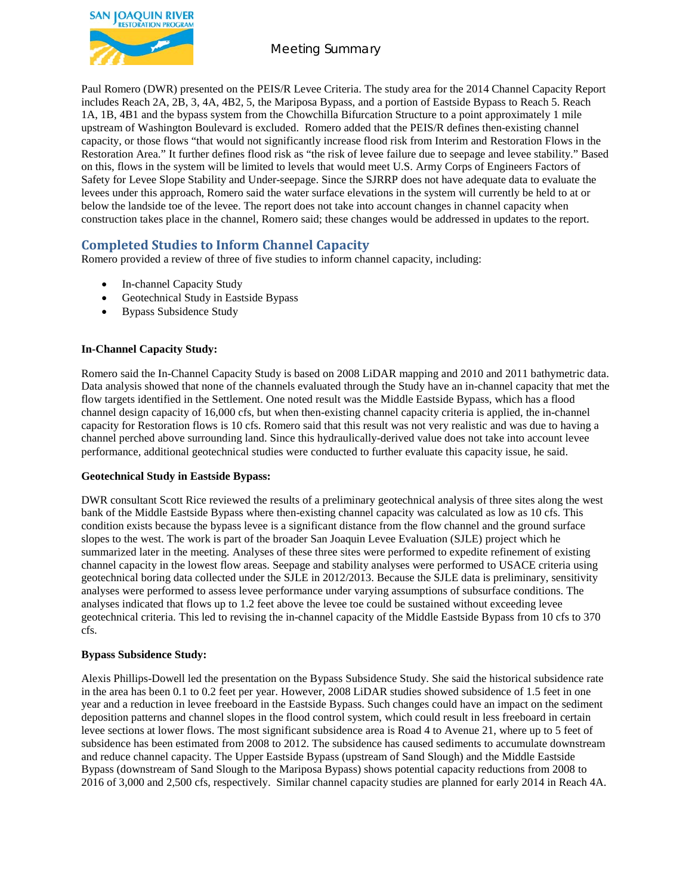Paul Romero (DWR) presented on the PEIS/R Levee Criteria. The study area for the 2014 Channel Capacity Report includes Reach 2A, 2B, 3, 4A, 4B2, 5, the Mariposa Bypass, and a portion of Eastside Bypass to Reach 5. Reach 1A, 1B, 4B1 and the bypass system from the Chowchilla Bifurcation Structure to a point approximately 1 mile upstream of Washington Boulevard is excluded. Romero added that the PEIS/R defines then-existing channel capacity, or those flows "that would not significantly increase flood risk from Interim and Restoration Flows in the Restoration Area." It further defines flood risk as "the risk of levee failure due to seepage and levee stability." Based on this, flows in the system will be limited to levels that would meet U.S. Army Corps of Engineers Factors of Safety for Levee Slope Stability and Under-seepage. Since the SJRRP does not have adequate data to evaluate the levees under this approach, Romero said the water surface elevations in the system will currently be held to at or below the landside toe of the levee. The report does not take into account changes in channel capacity when construction takes place in the channel, Romero said; these changes would be addressed in updates to the report.

## Completed Studies to Inform Channel Capacity

Romero provided a review of three of five studies to inform channel capacity, including:

- In-channel Capacity Study
- Geotechnical Study in Eastside Bypass
- Bypass Subsidence Study

**In-Channel Capacity Study:**

Romero said the In-Channel Capacity Study is based on 2008 LiDAR mapping and 2010 and 2011 bathymetric data. Data analysis showed that none of the channels evaluated through the Study have an in-channel capacity that met the flow targets identified in the Settlement. One noted result was the Middle Eastside Bypass, which has a flood channel design capacity of 16,000 cfs, but when then-existing channel capacity criteria is applied, the in-channel capacity for Restoration flows is 10 cfs. Romero said that this result was not very realistic and was due to having a channel perched above surrounding land. Since this hydraulically-derived value does not take into account levee performance, additional geotechnical studies were conducted to further evaluate this capacity issue, he said.

**Geotechnical Study in Eastside Bypass:**

DWR consultant Scott Rice reviewed the results of a preliminary geotechnical analysis of three sites along the west bank of the Middle Eastside Bypass where then-existing channel capacity was calculated as low as 10 cfs. This condition exists because the bypass levee is a significant distance from the flow channel and the ground surface slopes to the west. The work is part of the broader San Joaquin Levee Evaluation (SJLE) project which he summarized later in the meeting. Analyses of these three sites were performed to expedite refinement of existing channel capacity in the lowest flow areas. Seepage and stability analyses were performed to USACE criteria using geotechnical boring data collected under the SJLE in 2012/2013. Because the SJLE data is preliminary, sensitivity analyses were performed to assess levee performance under varying assumptions of subsurface conditions. The analyses indicated that flows up to 1.2 feet above the levee toe could be sustained without exceeding levee geotechnical criteria. This led to revising the in-channel capacity of the Middle Eastside Bypass from 10 cfs to 370 cfs.

**Bypass Subsidence Study:**

Alexis Phillips-Dowell led the presentation on the Bypass Subsidence Study. She said the historical subsidence rate in the area has been 0.1 to 0.2 feet per year. However, 2008 LiDAR studies showed subsidence of 1.5 feet in one year and a reduction in levee freeboard in the Eastside Bypass. Such changes could have an impact on the sediment deposition patterns and channel slopes in the flood control system, which could result in less freeboard in certain levee sections at lower flows. The most significant subsidence area is Road 4 to Avenue 21, where up to 5 feet of subsidence has been estimated from 2008 to 2012. The subsidence has caused sediments to accumulate downstream and reduce channel capacity. The Upper Eastside Bypass (upstream of Sand Slough) and the Middle Eastside Bypass (downstream of Sand Slough to the Mariposa Bypass) shows potential capacity reductions from 2008 to 2016 of 3,000 and 2,500 cfs, respectively. Similar channel capacity studies are planned for early 2014 in Reach 4A.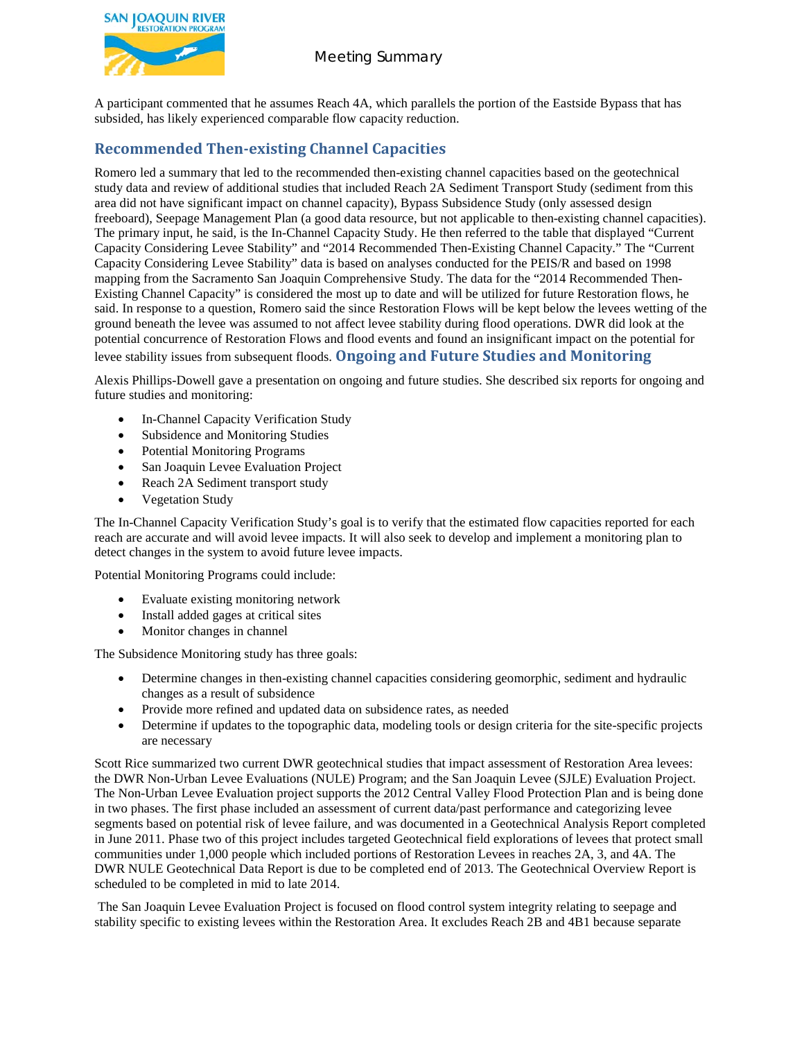A participant commented that he assumes Reach 4A, which parallels the portion of the Eastside Bypass that has subsided, has likely experienced comparable flow capacity reduction.

## Recommended Then-existing Channel Capacities

Romero led a summary that led to the recommended then-existing channel capacities based on the geotechnical study data and review of additional studies that included Reach 2A Sediment Transport Study (sediment from this area did not have significant impact on channel capacity), Bypass Subsidence Study (only assessed design freeboard), Seepage Management Plan (a good data resource, but not applicable to then-existing channel capacities). The primary input, he said, is the In-Channel Capacity Study. He then referred to the table that displayed "Current Capacity Considering Levee Stability" and "2014 Recommended Then-Existing Channel Capacity." The "Current Capacity Considering Levee Stability" data is based on analyses conducted for the PEIS/R and based on 1998 mapping from the Sacramento San Joaquin Comprehensive Study. The data for the "2014 Recommended Then-Existing Channel Capacity" is considered the most up to date and will be utilized for future Restoration flows, he said. In response to a question, Romero said the since Restoration Flows will be kept below the levees wetting of the ground beneath the levee was assumed to not affect levee stability during flood operations. DWR did look at the potential concurrence of Restoration Flows and flood events and found an insignificant impact on the potential for levee stability issues from subsequent floods.

## Ongoing and Future Studies and Monitoring

Alexis Phillips-Dowell gave a presentation on ongoing and future studies. She described six reports for ongoing and future studies and monitoring:

- In-Channel Capacity Verification Study
- Subsidence and Monitoring Studies
- Potential Monitoring Programs
- San Joaquin Levee Evaluation Project
- Reach 2A Sediment transport study
- Vegetation Study

The In-Channel Capacity Verification Study's goal is to verify that the estimated flow capacities reported for each reach are accurate and will avoid levee impacts. It will also seek to develop and implement a monitoring plan to detect changes in the system to avoid future levee impacts.

Potential Monitoring Programs could include:

- Evaluate existing monitoring network
- Install added gages at critical sites
- Monitor changes in channel

The Subsidence Monitoring study has three goals:

- Determine changes in then-existing channel capacities considering geomorphic, sediment and hydraulic changes as a result of subsidence
- Provide more refined and updated data on subsidence rates, as needed
- Determine if updates to the topographic data, modeling tools or design criteria for the site-specific projects are necessary

Scott Rice summarized two current DWR geotechnical studies that impact assessment of Restoration Area levees: the DWR Non-Urban Levee Evaluations (NULE) Program; and the San Joaquin Levee (SJLE) Evaluation Project. The Non-Urban Levee Evaluation project supports the 2012 Central Valley Flood Protection Plan and is being done in two phases. The first phase included an assessment of current data/past performance and categorizing levee segments based on potential risk of levee failure, and was documented in a Geotechnical Analysis Report completed in June 2011. Phase two of this project includes targeted Geotechnical field explorations of levees that protect small communities under 1,000 people which included portions of Restoration Levees in reaches 2A, 3, and 4A. The DWR NULE Geotechnical Data Report is due to be completed end of 2013. The Geotechnical Overview Report is scheduled to be completed in mid to late 2014.

The San Joaquin Levee Evaluation Project is focused on flood control system integrity relating to seepage and stability specific to existing levees within the Restoration Area. It excludes Reach 2B and 4B1 because separate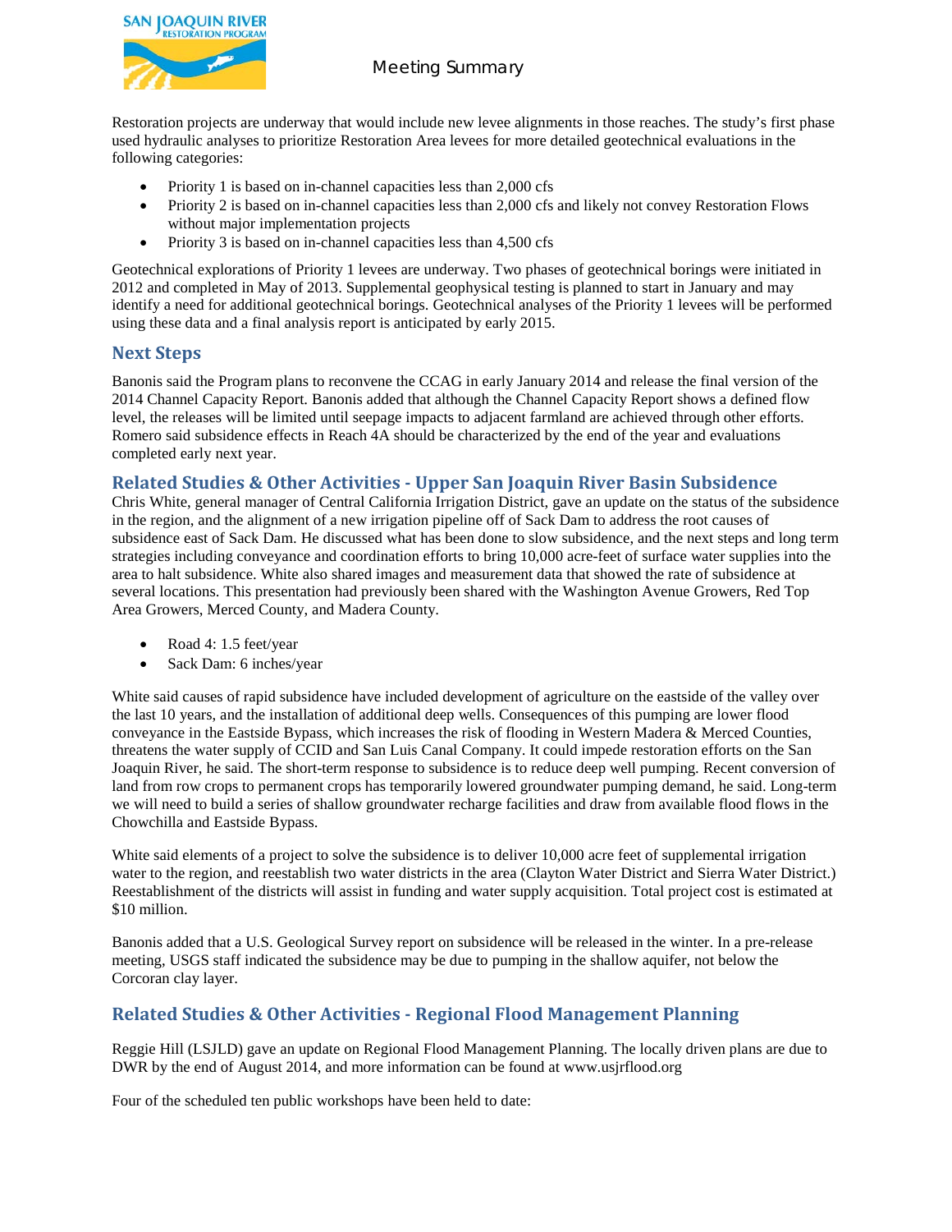Restoration projects are underway that would include new levee alignments in those reaches. The study's first phase used hydraulic analyses to prioritize Restoration Area levees for more detailed geotechnical evaluations in the following categories:

- Priority 1 is based on in-channel capacities less than 2,000 cfs
- Priority 2 is based on in-channel capacities less than 2,000 cfs and likely not convey Restoration Flows without major implementation projects
- Priority 3 is based on in-channel capacities less than 4,500 cfs

Geotechnical explorations of Priority 1 levees are underway. Two phases of geotechnical borings were initiated in 2012 and completed in May of 2013. Supplemental geophysical testing is planned to start in January and may identify a need for additional geotechnical borings. Geotechnical analyses of the Priority 1 levees will be performed using these data and a final analysis report is anticipated by early 2015.

## Next Steps

Banonis said the Program plans to reconvene the CCAG in early January 2014 and release the final version of the 2014 Channel Capacity Report. Banonis added that although the Channel Capacity Report shows a defined flow level, the releases will be limited until seepage impacts to adjacent farmland are achieved through other efforts. Romero said subsidence effects in Reach 4A should be characterized by the end of the year and evaluations completed early next year.

## Related Studies & Other Activities - Upper San Joaquin River Basin Subsidence

Chris White, general manager of Central California Irrigation District, gave an update on the status of the subsidence in the region, and the alignment of a new irrigation pipeline off of Sack Dam to address the root causes of subsidence east of Sack Dam. He discussed what has been done to slow subsidence, and the next steps and long term strategies including conveyance and coordination efforts to bring 10,000 acre-feet of surface water supplies into the area to halt subsidence. White also shared images and measurement data that showed the rate of subsidence at several locations. This presentation had previously been shared with the Washington Avenue Growers, Red Top Area Growers, Merced County, and Madera County.

- Road 4: 1.5 feet/year
- Sack Dam: 6 inches/year

White said causes of rapid subsidence have included development of agriculture on the eastside of the valley over the last 10 years, and the installation of additional deep wells. Consequences of this pumping are lower flood conveyance in the Eastside Bypass, which increases the risk of flooding in Western Madera & Merced Counties, threatens the water supply of CCID and San Luis Canal Company. It could impede restoration efforts on the San Joaquin River, he said. The short-term response to subsidence is to reduce deep well pumping. Recent conversion of land from row crops to permanent crops has temporarily lowered groundwater pumping demand, he said. Long-term we will need to build a series of shallow groundwater recharge facilities and draw from available flood flows in the Chowchilla and Eastside Bypass.

White said elements of a project to solve the subsidence is to deliver 10,000 acre feet of supplemental irrigation water to the region, and reestablish two water districts in the area (Clayton Water District and Sierra Water District.) Reestablishment of the districts will assist in funding and water supply acquisition. Total project cost is estimated at $10 million.

Banonis added that a U.S. Geological Survey report on subsidence will be released in the winter. In a pre-release meeting, USGS staff indicated the subsidence may be due to pumping in the shallow aquifer, not below the Corcoran clay layer.

## Related Studies & Other Activities - Regional Flood Management Planning

Reggie Hill (LSJLD) gave an update on Regional Flood Management Planning. The locally driven plans are due to DWR by the end of August 2014, and more information can be found at www.usjrflood.org

Four of the scheduled ten public workshops have been held to date: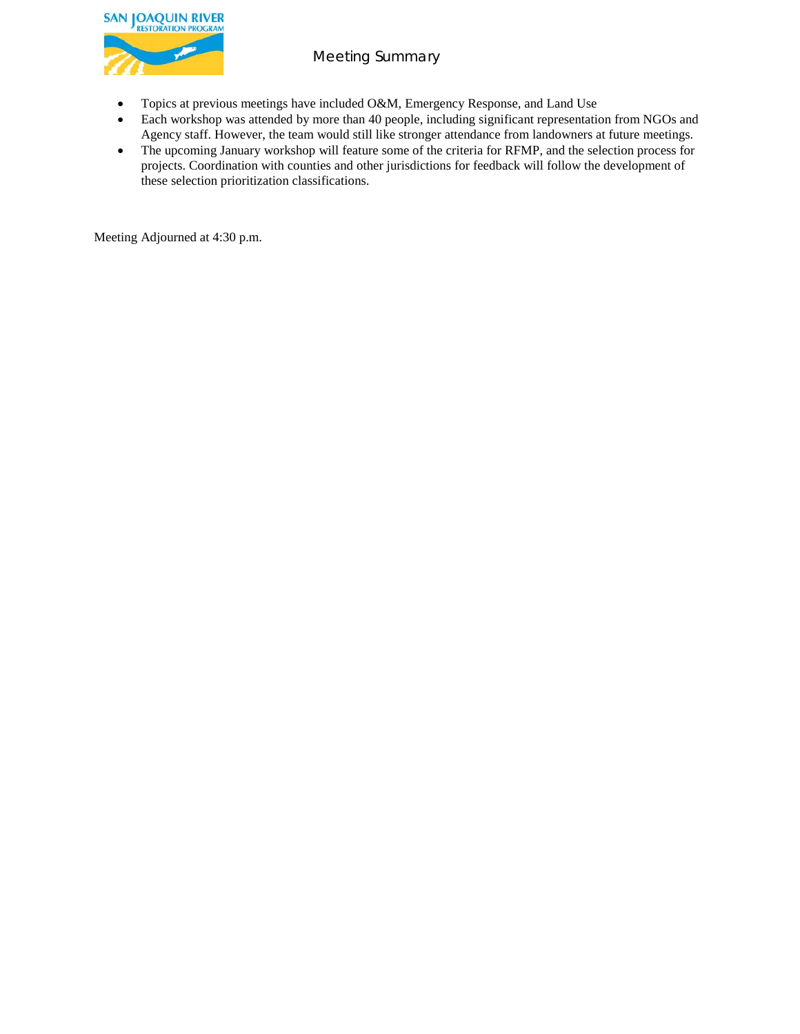- Topics at previous meetings have included O&M, Emergency Response, and Land Use
- Each workshop was attended by more than 40 people, including significant representation from NGOs and Agency staff. However, the team would still like stronger attendance from landowners at future meetings.
- The upcoming January workshop will feature some of the criteria for RFMP, and the selection process for projects. Coordination with counties and other jurisdictions for feedback will follow the development of these selection prioritization classifications.

Meeting Adjourned at 4:30 p.m.